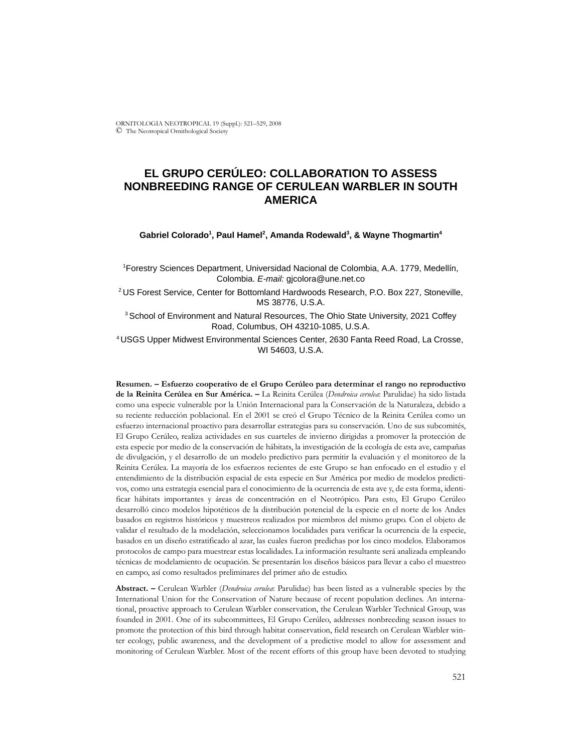# EL GRUPO CERÚLEO: COLLABORATION TO ASSESS NONBREEDING RANGE OF CERULEAN WARBLER IN SOUTH AMERICA

**Gabriel Colorado[1], Paul Hamel[2], Amanda Rodewald[3], & Wayne Thogmartin[4]**

[1]Forestry Sciences Department, Universidad Nacional de Colombia, A.A. 1779, Medellín, Colombia. *E-mail:* gjcolora@une.net.co

[2]US Forest Service, Center for Bottomland Hardwoods Research, P.O. Box 227, Stoneville, MS 38776, U.S.A.

[3]School of Environment and Natural Resources, The Ohio State University, 2021 Coffey Road, Columbus, OH 43210-1085, U.S.A.

[4]USGS Upper Midwest Environmental Sciences Center, 2630 Fanta Reed Road, La Crosse, WI 54603, U.S.A.

**Resumen. – Esfuerzo cooperativo de el Grupo Cerúleo para determinar el rango no reproductivo de la Reinita Cerúlea en Sur América. –** La Reinita Cerúlea (*Dendroica cerulea*: Parulidae) ha sido listada como una especie vulnerable por la Unión Internacional para la Conservación de la Naturaleza, debido a su reciente reducción poblacional. En el 2001 se creó el Grupo Técnico de la Reinita Cerúlea como un esfuerzo internacional proactivo para desarrollar estrategias para su conservación. Uno de sus subcomités, El Grupo Cerúleo, realiza actividades en sus cuarteles de invierno dirigidas a promover la protección de esta especie por medio de la conservación de hábitats, la investigación de la ecología de esta ave, campañas de divulgación, y el desarrollo de un modelo predictivo para permitir la evaluación y el monitoreo de la Reinita Cerúlea. La mayoría de los esfuerzos recientes de este Grupo se han enfocado en el estudio y el entendimiento de la distribución espacial de esta especie en Sur América por medio de modelos predictivos, como una estrategia esencial para el conocimiento de la ocurrencia de esta ave y, de esta forma, identificar hábitats importantes y áreas de concentración en el Neotrópico. Para esto, El Grupo Cerúleo desarrolló cinco modelos hipotéticos de la distribución potencial de la especie en el norte de los Andes basados en registros históricos y muestreos realizados por miembros del mismo grupo. Con el objeto de validar el resultado de la modelación, seleccionamos localidades para verificar la ocurrencia de la especie, basados en un diseño estratificado al azar, las cuales fueron predichas por los cinco modelos. Elaboramos protocolos de campo para muestrear estas localidades. La información resultante será analizada empleando técnicas de modelamiento de ocupación. Se presentarán los diseños básicos para llevar a cabo el muestreo en campo, así como resultados preliminares del primer año de estudio.

**Abstract. –** Cerulean Warbler (*Dendroica cerulea*: Parulidae) has been listed as a vulnerable species by the International Union for the Conservation of Nature because of recent population declines. An international, proactive approach to Cerulean Warbler conservation, the Cerulean Warbler Technical Group, was founded in 2001. One of its subcommittees, El Grupo Cerúleo, addresses nonbreeding season issues to promote the protection of this bird through habitat conservation, field research on Cerulean Warbler winter ecology, public awareness, and the development of a predictive model to allow for assessment and monitoring of Cerulean Warbler. Most of the recent efforts of this group have been devoted to studying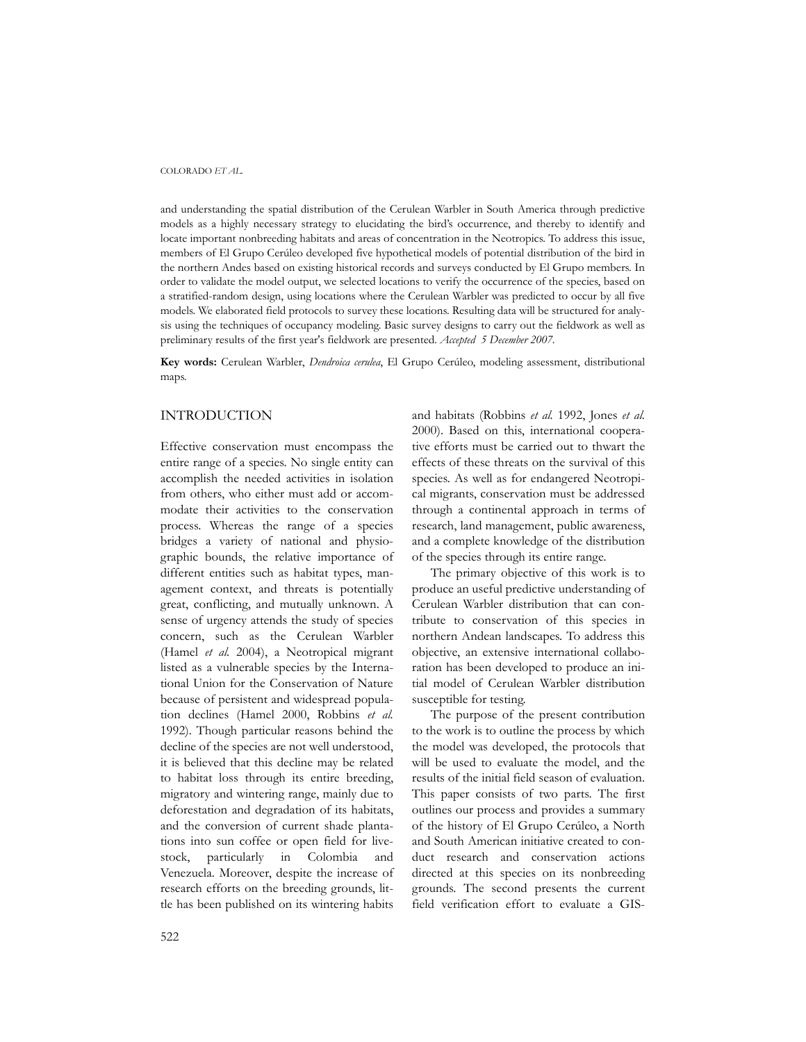and understanding the spatial distribution of the Cerulean Warbler in South America through predictive models as a highly necessary strategy to elucidating the bird's occurrence, and thereby to identify and locate important nonbreeding habitats and areas of concentration in the Neotropics. To address this issue, members of El Grupo Cerúleo developed five hypothetical models of potential distribution of the bird in the northern Andes based on existing historical records and surveys conducted by El Grupo members. In order to validate the model output, we selected locations to verify the occurrence of the species, based on a stratified-random design, using locations where the Cerulean Warbler was predicted to occur by all five models. We elaborated field protocols to survey these locations. Resulting data will be structured for analysis using the techniques of occupancy modeling. Basic survey designs to carry out the fieldwork as well as preliminary results of the first year's fieldwork are presented. *Accepted 5 December 2007.*

**Key words:** Cerulean Warbler, *Dendroica cerulea*, El Grupo Cerúleo, modeling assessment, distributional maps.

## INTRODUCTION

Effective conservation must encompass the entire range of a species. No single entity can accomplish the needed activities in isolation from others, who either must add or accommodate their activities to the conservation process. Whereas the range of a species bridges a variety of national and physiographic bounds, the relative importance of different entities such as habitat types, management context, and threats is potentially great, conflicting, and mutually unknown. A sense of urgency attends the study of species concern, such as the Cerulean Warbler (Hamel *et al.* 2004), a Neotropical migrant listed as a vulnerable species by the International Union for the Conservation of Nature because of persistent and widespread population declines (Hamel 2000, Robbins *et al.* 1992). Though particular reasons behind the decline of the species are not well understood, it is believed that this decline may be related to habitat loss through its entire breeding, migratory and wintering range, mainly due to deforestation and degradation of its habitats, and the conversion of current shade plantations into sun coffee or open field for livestock, particularly in Colombia and Venezuela. Moreover, despite the increase of research efforts on the breeding grounds, little has been published on its wintering habits and habitats (Robbins *et al.* 1992, Jones *et al.* 2000). Based on this, international cooperative efforts must be carried out to thwart the effects of these threats on the survival of this species. As well as for endangered Neotropical migrants, conservation must be addressed through a continental approach in terms of research, land management, public awareness, and a complete knowledge of the distribution of the species through its entire range.

The primary objective of this work is to produce an useful predictive understanding of Cerulean Warbler distribution that can contribute to conservation of this species in northern Andean landscapes. To address this objective, an extensive international collaboration has been developed to produce an initial model of Cerulean Warbler distribution susceptible for testing.

The purpose of the present contribution to the work is to outline the process by which the model was developed, the protocols that will be used to evaluate the model, and the results of the initial field season of evaluation. This paper consists of two parts. The first outlines our process and provides a summary of the history of El Grupo Cerúleo, a North and South American initiative created to conduct research and conservation actions directed at this species on its nonbreeding grounds. The second presents the current field verification effort to evaluate a GIS-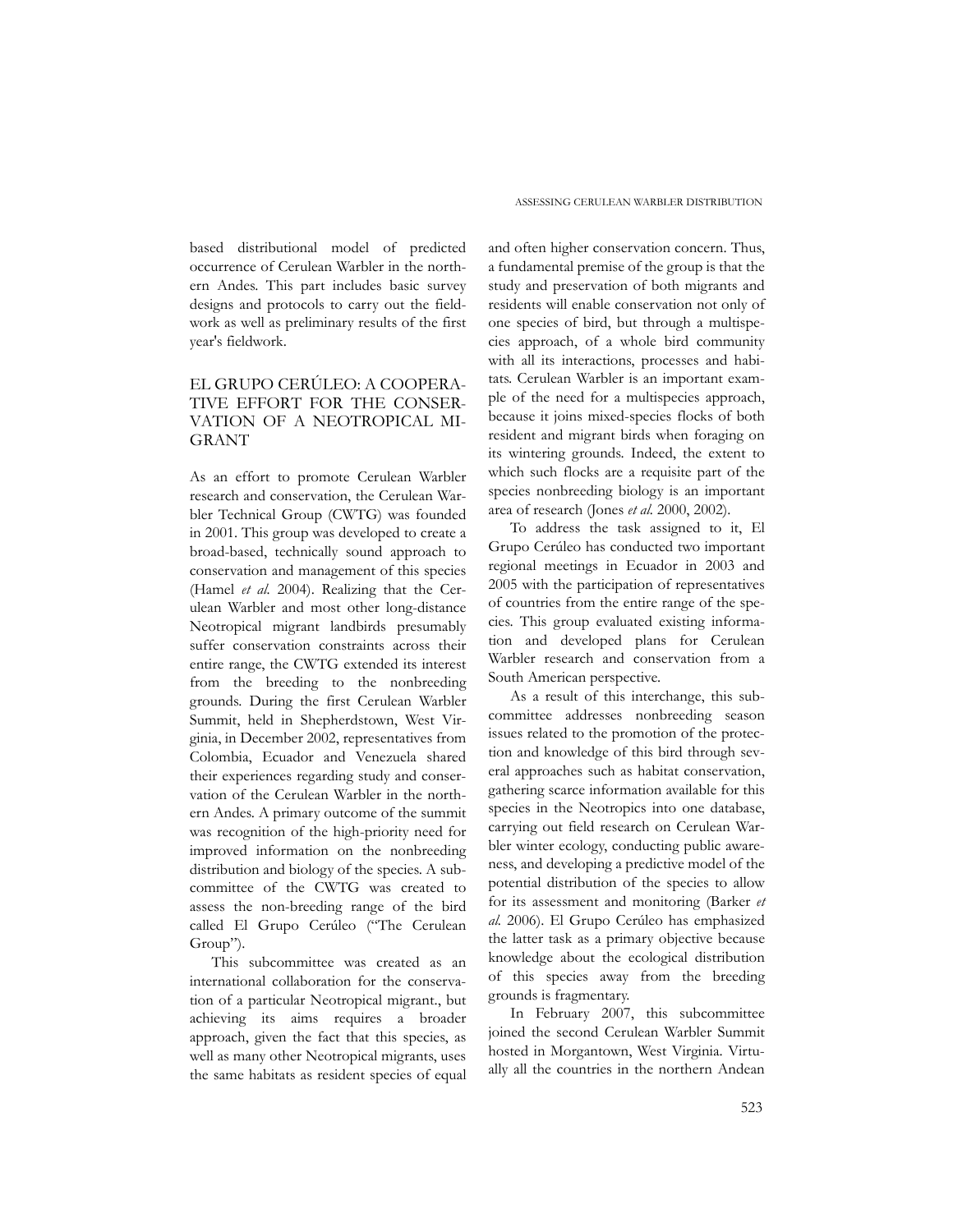based distributional model of predicted occurrence of Cerulean Warbler in the northern Andes. This part includes basic survey designs and protocols to carry out the fieldwork as well as preliminary results of the first year's fieldwork.

## EL GRUPO CERÚLEO: A COOPERATIVE EFFORT FOR THE CONSERVATION OF A NEOTROPICAL MIGRANT

As an effort to promote Cerulean Warbler research and conservation, the Cerulean Warbler Technical Group (CWTG) was founded in 2001. This group was developed to create a broad-based, technically sound approach to conservation and management of this species (Hamel *et al.* 2004). Realizing that the Cerulean Warbler and most other long-distance Neotropical migrant landbirds presumably suffer conservation constraints across their entire range, the CWTG extended its interest from the breeding to the nonbreeding grounds. During the first Cerulean Warbler Summit, held in Shepherdstown, West Virginia, in December 2002, representatives from Colombia, Ecuador and Venezuela shared their experiences regarding study and conservation of the Cerulean Warbler in the northern Andes. A primary outcome of the summit was recognition of the high-priority need for improved information on the nonbreeding distribution and biology of the species. A subcommittee of the CWTG was created to assess the non-breeding range of the bird called El Grupo Cerúleo ("The Cerulean Group").

This subcommittee was created as an international collaboration for the conservation of a particular Neotropical migrant., but achieving its aims requires a broader approach, given the fact that this species, as well as many other Neotropical migrants, uses the same habitats as resident species of equal and often higher conservation concern. Thus, a fundamental premise of the group is that the study and preservation of both migrants and residents will enable conservation not only of one species of bird, but through a multispecies approach, of a whole bird community with all its interactions, processes and habitats. Cerulean Warbler is an important example of the need for a multispecies approach, because it joins mixed-species flocks of both resident and migrant birds when foraging on its wintering grounds. Indeed, the extent to which such flocks are a requisite part of the species nonbreeding biology is an important area of research (Jones *et al.* 2000, 2002).

To address the task assigned to it, El Grupo Cerúleo has conducted two important regional meetings in Ecuador in 2003 and 2005 with the participation of representatives of countries from the entire range of the species. This group evaluated existing information and developed plans for Cerulean Warbler research and conservation from a South American perspective.

As a result of this interchange, this subcommittee addresses nonbreeding season issues related to the promotion of the protection and knowledge of this bird through several approaches such as habitat conservation, gathering scarce information available for this species in the Neotropics into one database, carrying out field research on Cerulean Warbler winter ecology, conducting public awareness, and developing a predictive model of the potential distribution of the species to allow for its assessment and monitoring (Barker *et al.* 2006). El Grupo Cerúleo has emphasized the latter task as a primary objective because knowledge about the ecological distribution of this species away from the breeding grounds is fragmentary.

In February 2007, this subcommittee joined the second Cerulean Warbler Summit hosted in Morgantown, West Virginia. Virtually all the countries in the northern Andean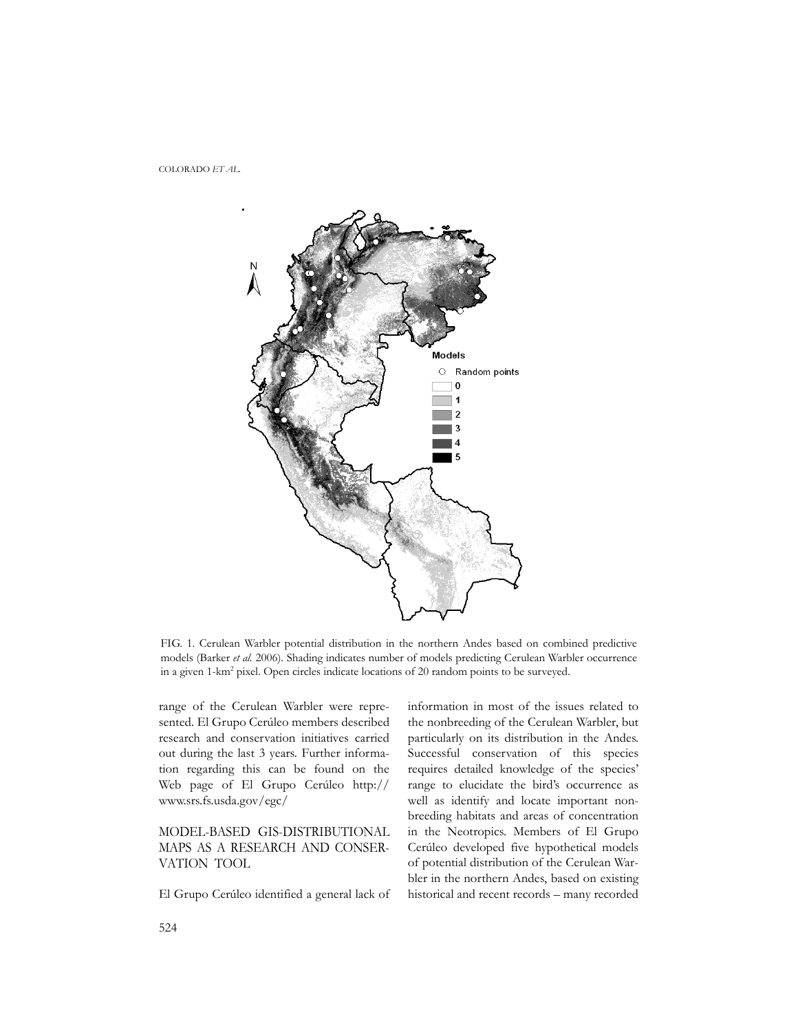FIG. 1. Cerulean Warbler potential distribution in the northern Andes based on combined predictive models (Barker *et al.* 2006). Shading indicates number of models predicting Cerulean Warbler occurrence in a given 1-km$^2$ pixel. Open circles indicate locations of 20 random points to be surveyed.

range of the Cerulean Warbler were represented. El Grupo Cerúleo members described research and conservation initiatives carried out during the last 3 years. Further information regarding this can be found on the Web page of El Grupo Cerúleo http://www.srs.fs.usda.gov/egc/

## MODEL-BASED GIS-DISTRIBUTIONAL MAPS AS A RESEARCH AND CONSERVATION TOOL

El Grupo Cerúleo identified a general lack of information in most of the issues related to the nonbreeding of the Cerulean Warbler, but particularly on its distribution in the Andes. Successful conservation of this species requires detailed knowledge of the species' range to elucidate the bird's occurrence as well as identify and locate important nonbreeding habitats and areas of concentration in the Neotropics. Members of El Grupo Cerúleo developed five hypothetical models of potential distribution of the Cerulean Warbler in the northern Andes, based on existing historical and recent records – many recorded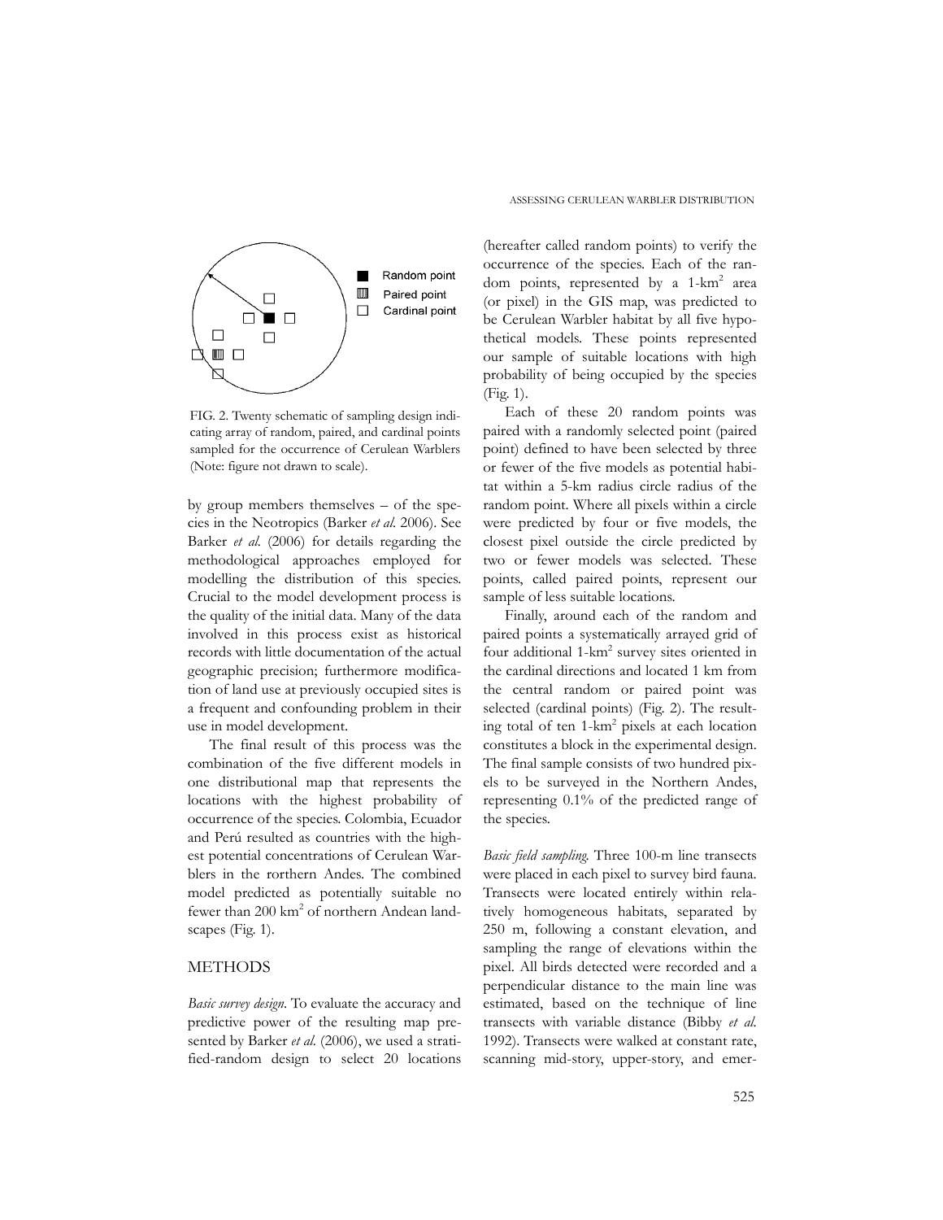FIG. 2. Twenty schematic of sampling design indicating array of random, paired, and cardinal points sampled for the occurrence of Cerulean Warblers (Note: figure not drawn to scale).

by group members themselves – of the species in the Neotropics (Barker *et al.* 2006). See Barker *et al.* (2006) for details regarding the methodological approaches employed for modelling the distribution of this species. Crucial to the model development process is the quality of the initial data. Many of the data involved in this process exist as historical records with little documentation of the actual geographic precision; furthermore modification of land use at previously occupied sites is a frequent and confounding problem in their use in model development.

The final result of this process was the combination of the five different models in one distributional map that represents the locations with the highest probability of occurrence of the species. Colombia, Ecuador and Perú resulted as countries with the highest potential concentrations of Cerulean Warblers in the rorthern Andes. The combined model predicted as potentially suitable no fewer than 200 km$^2$ of northern Andean landscapes (Fig. 1).

## METHODS

*Basic survey design*. To evaluate the accuracy and predictive power of the resulting map presented by Barker *et al.* (2006), we used a stratified-random design to select 20 locations (hereafter called random points) to verify the occurrence of the species. Each of the random points, represented by a 1-km$^2$ area (or pixel) in the GIS map, was predicted to be Cerulean Warbler habitat by all five hypothetical models. These points represented our sample of suitable locations with high probability of being occupied by the species (Fig. 1).

Each of these 20 random points was paired with a randomly selected point (paired point) defined to have been selected by three or fewer of the five models as potential habitat within a 5-km radius circle radius of the random point. Where all pixels within a circle were predicted by four or five models, the closest pixel outside the circle predicted by two or fewer models was selected. These points, called paired points, represent our sample of less suitable locations.

Finally, around each of the random and paired points a systematically arrayed grid of four additional 1-km$^2$ survey sites oriented in the cardinal directions and located 1 km from the central random or paired point was selected (cardinal points) (Fig. 2). The resulting total of ten 1-km$^2$ pixels at each location constitutes a block in the experimental design. The final sample consists of two hundred pixels to be surveyed in the Northern Andes, representing 0.1% of the predicted range of the species.

*Basic field sampling.* Three 100-m line transects were placed in each pixel to survey bird fauna. Transects were located entirely within relatively homogeneous habitats, separated by 250 m, following a constant elevation, and sampling the range of elevations within the pixel. All birds detected were recorded and a perpendicular distance to the main line was estimated, based on the technique of line transects with variable distance (Bibby *et al.* 1992). Transects were walked at constant rate, scanning mid-story, upper-story, and emer-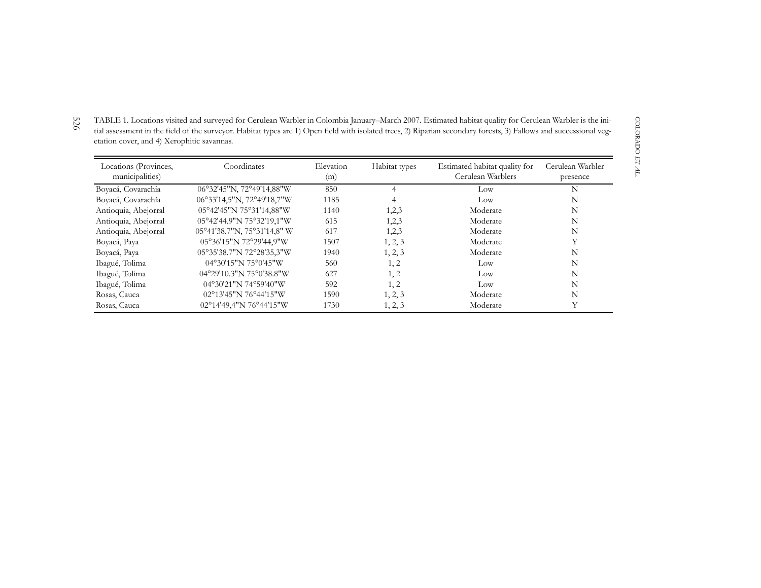TABLE 1. Locations visited and surveyed for Cerulean Warbler in Colombia January–March 2007. Estimated habitat quality for Cerulean Warbler is the initial assessment in the field of the surveyor. Habitat types are 1) Open field with isolated trees, 2) Riparian secondary forests, 3) Fallows and successional vegetation cover, and 4) Xerophitic savannas.

| Locations (Provinces, municipalities) | Coordinates | Elevation (m) | Habitat types | Estimated habitat quality for Cerulean Warblers | Cerulean Warbler presence |
|---|---|---|---|---|---|
| Boyacá, Covarachía | 06°32'45"N, 72°49'14,88"W | 850 | 4 | Low | N |
| Boyacá, Covarachía | 06°33'14,5"N, 72°49'18,7"W | 1185 | 4 | Low | N |
| Antioquia, Abejorral | 05°42'45"N 75°31'14,88"W | 1140 | 1,2,3 | Moderate | N |
| Antioquia, Abejorral | 05°42'44.9"N 75°32'19,1"W | 615 | 1,2,3 | Moderate | N |
| Antioquia, Abejorral | 05°41'38.7"N, 75°31'14,8" W | 617 | 1,2,3 | Moderate | N |
| Boyacá, Paya | 05°36'15"N 72°29'44,9"W | 1507 | 1, 2, 3 | Moderate | Y |
| Boyacá, Paya | 05°35'38.7"N 72°28'35,3"W | 1940 | 1, 2, 3 | Moderate | N |
| Ibagué, Tolima | 04°30'15"N 75°0'45"W | 560 | 1, 2 | Low | N |
| Ibagué, Tolima | 04°29'10.3"N 75°0'38.8"W | 627 | 1, 2 | Low | N |
| Ibagué, Tolima | 04°30'21"N 74°59'40"W | 592 | 1, 2 | Low | N |
| Rosas, Cauca | 02°13'45"N 76°44'15"W | 1590 | 1, 2, 3 | Moderate | N |
| Rosas, Cauca | 02°14'49,4"N 76°44'15"W | 1730 | 1, 2, 3 | Moderate | Y |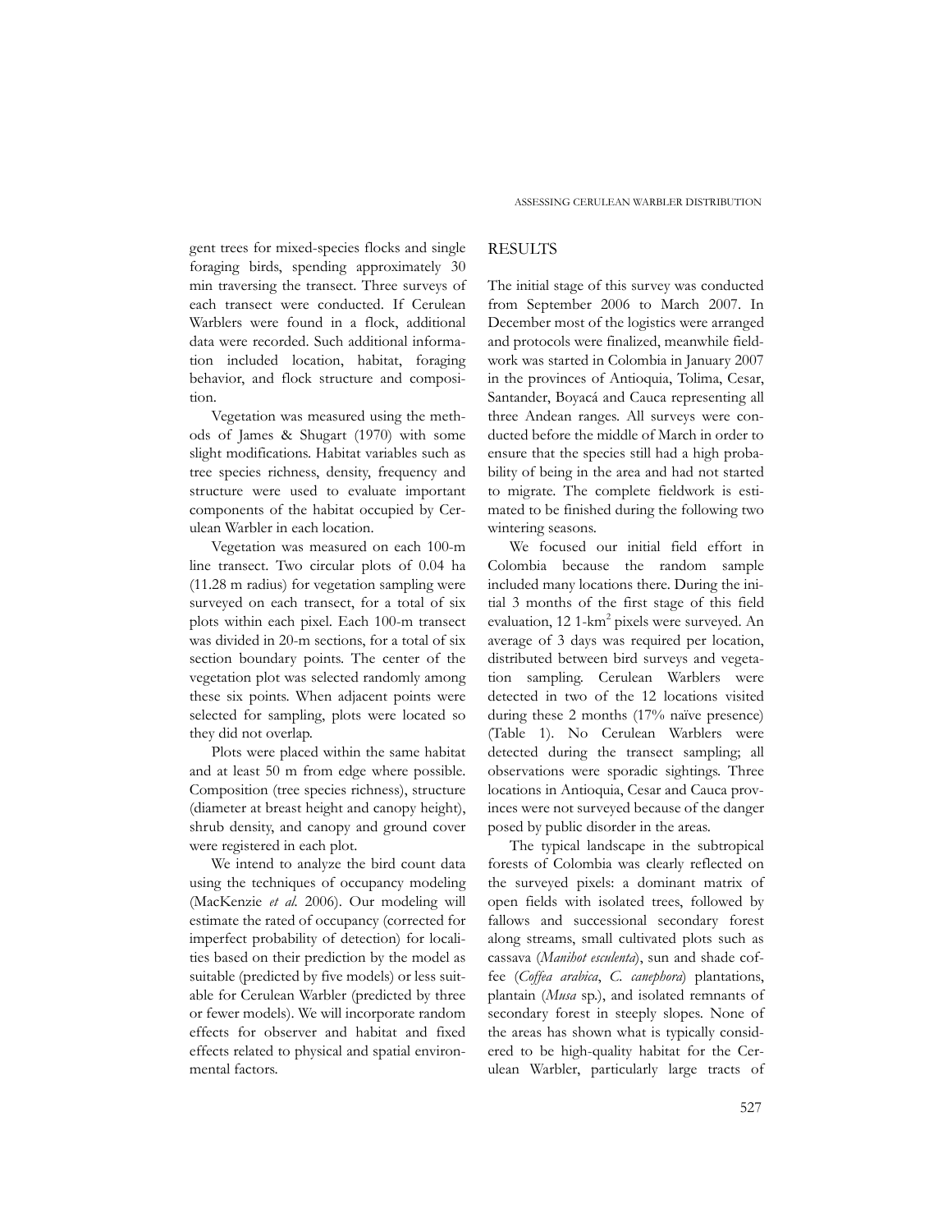gent trees for mixed-species flocks and single foraging birds, spending approximately 30 min traversing the transect. Three surveys of each transect were conducted. If Cerulean Warblers were found in a flock, additional data were recorded. Such additional information included location, habitat, foraging behavior, and flock structure and composition.

Vegetation was measured using the methods of James & Shugart (1970) with some slight modifications. Habitat variables such as tree species richness, density, frequency and structure were used to evaluate important components of the habitat occupied by Cerulean Warbler in each location.

Vegetation was measured on each 100-m line transect. Two circular plots of 0.04 ha (11.28 m radius) for vegetation sampling were surveyed on each transect, for a total of six plots within each pixel. Each 100-m transect was divided in 20-m sections, for a total of six section boundary points. The center of the vegetation plot was selected randomly among these six points. When adjacent points were selected for sampling, plots were located so they did not overlap.

Plots were placed within the same habitat and at least 50 m from edge where possible. Composition (tree species richness), structure (diameter at breast height and canopy height), shrub density, and canopy and ground cover were registered in each plot.

We intend to analyze the bird count data using the techniques of occupancy modeling (MacKenzie *et al.* 2006). Our modeling will estimate the rated of occupancy (corrected for imperfect probability of detection) for localities based on their prediction by the model as suitable (predicted by five models) or less suitable for Cerulean Warbler (predicted by three or fewer models). We will incorporate random effects for observer and habitat and fixed effects related to physical and spatial environmental factors.

## RESULTS

The initial stage of this survey was conducted from September 2006 to March 2007. In December most of the logistics were arranged and protocols were finalized, meanwhile fieldwork was started in Colombia in January 2007 in the provinces of Antioquia, Tolima, Cesar, Santander, Boyacá and Cauca representing all three Andean ranges. All surveys were conducted before the middle of March in order to ensure that the species still had a high probability of being in the area and had not started to migrate. The complete fieldwork is estimated to be finished during the following two wintering seasons.

We focused our initial field effort in Colombia because the random sample included many locations there. During the initial 3 months of the first stage of this field evaluation, 12 1-km$^2$ pixels were surveyed. An average of 3 days was required per location, distributed between bird surveys and vegetation sampling. Cerulean Warblers were detected in two of the 12 locations visited during these 2 months (17% naïve presence) (Table 1). No Cerulean Warblers were detected during the transect sampling; all observations were sporadic sightings. Three locations in Antioquia, Cesar and Cauca provinces were not surveyed because of the danger posed by public disorder in the areas.

The typical landscape in the subtropical forests of Colombia was clearly reflected on the surveyed pixels: a dominant matrix of open fields with isolated trees, followed by fallows and successional secondary forest along streams, small cultivated plots such as cassava (*Manihot esculenta*), sun and shade coffee (*Coffea arabica*, *C. canephora*) plantations, plantain (*Musa* sp.), and isolated remnants of secondary forest in steeply slopes. None of the areas has shown what is typically considered to be high-quality habitat for the Cerulean Warbler, particularly large tracts of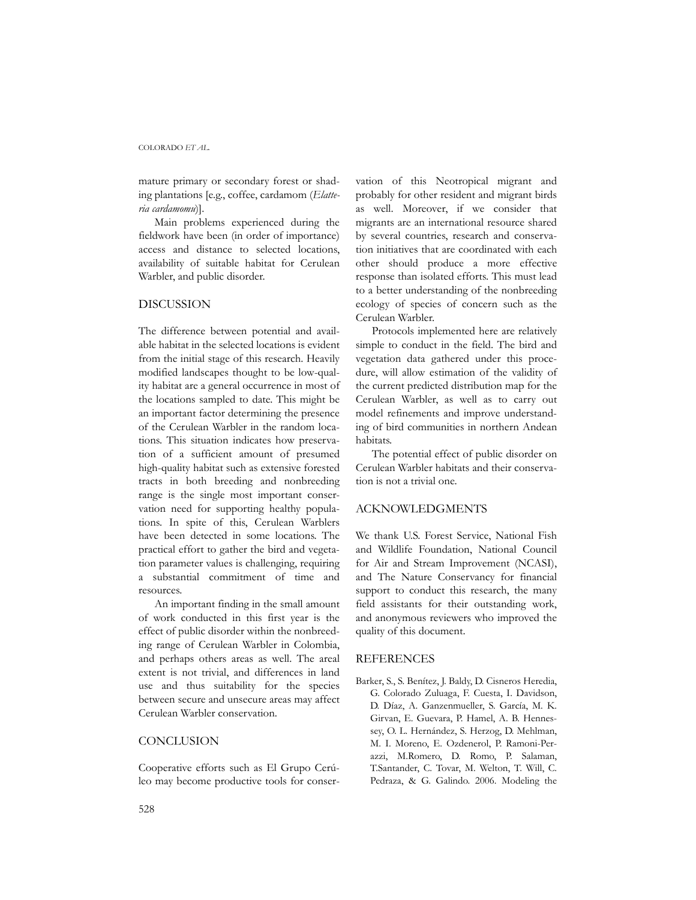mature primary or secondary forest or shading plantations [e.g., coffee, cardamom (*Elatteria cardamomu*)].

Main problems experienced during the fieldwork have been (in order of importance) access and distance to selected locations, availability of suitable habitat for Cerulean Warbler, and public disorder.

## DISCUSSION

The difference between potential and available habitat in the selected locations is evident from the initial stage of this research. Heavily modified landscapes thought to be low-quality habitat are a general occurrence in most of the locations sampled to date. This might be an important factor determining the presence of the Cerulean Warbler in the random locations. This situation indicates how preservation of a sufficient amount of presumed high-quality habitat such as extensive forested tracts in both breeding and nonbreeding range is the single most important conservation need for supporting healthy populations. In spite of this, Cerulean Warblers have been detected in some locations. The practical effort to gather the bird and vegetation parameter values is challenging, requiring a substantial commitment of time and resources.

An important finding in the small amount of work conducted in this first year is the effect of public disorder within the nonbreeding range of Cerulean Warbler in Colombia, and perhaps others areas as well. The areal extent is not trivial, and differences in land use and thus suitability for the species between secure and unsecure areas may affect Cerulean Warbler conservation.

## CONCLUSION

Cooperative efforts such as El Grupo Cerúleo may become productive tools for conservation of this Neotropical migrant and probably for other resident and migrant birds as well. Moreover, if we consider that migrants are an international resource shared by several countries, research and conservation initiatives that are coordinated with each other should produce a more effective response than isolated efforts. This must lead to a better understanding of the nonbreeding ecology of species of concern such as the Cerulean Warbler.

Protocols implemented here are relatively simple to conduct in the field. The bird and vegetation data gathered under this procedure, will allow estimation of the validity of the current predicted distribution map for the Cerulean Warbler, as well as to carry out model refinements and improve understanding of bird communities in northern Andean habitats.

The potential effect of public disorder on Cerulean Warbler habitats and their conservation is not a trivial one.

## ACKNOWLEDGMENTS

We thank U.S. Forest Service, National Fish and Wildlife Foundation, National Council for Air and Stream Improvement (NCASI), and The Nature Conservancy for financial support to conduct this research, the many field assistants for their outstanding work, and anonymous reviewers who improved the quality of this document.

## REFERENCES

Barker, S., S. Benítez, J. Baldy, D. Cisneros Heredia, G. Colorado Zuluaga, F. Cuesta, I. Davidson, D. Díaz, A. Ganzenmueller, S. García, M. K. Girvan, E. Guevara, P. Hamel, A. B. Hennessey, O. L. Hernández, S. Herzog, D. Mehlman, M. I. Moreno, E. Ozdenerol, P. Ramoni-Perazzi, M.Romero, D. Romo, P. Salaman, T.Santander, C. Tovar, M. Welton, T. Will, C. Pedraza, & G. Galindo. 2006. Modeling the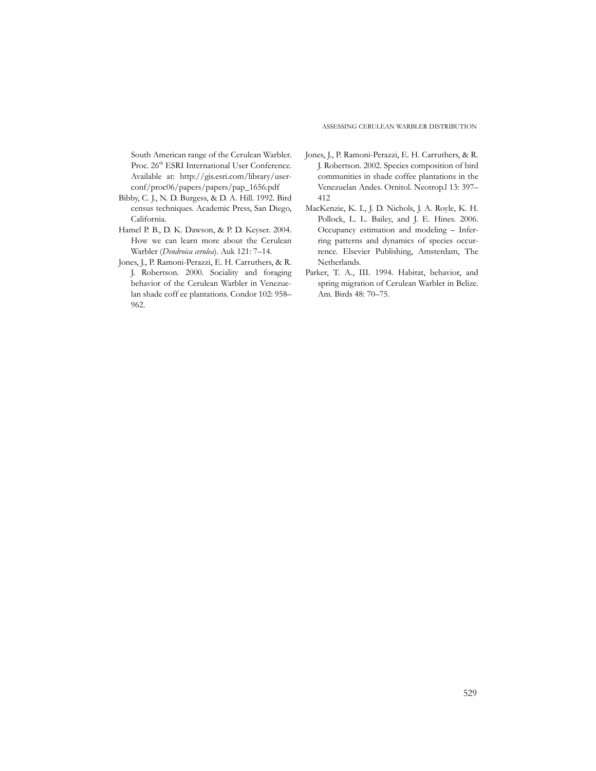South American range of the Cerulean Warbler. Proc. 26th ESRI International User Conference. Available at: http://gis.esri.com/library/userconf/proc06/papers/papers/pap_1656.pdf

Bibby, C. J., N. D. Burgess, & D. A. Hill. 1992. Bird census techniques. Academic Press, San Diego, California.

Hamel P. B., D. K. Dawson, & P. D. Keyser. 2004. How we can learn more about the Cerulean Warbler (*Dendroica cerulea*). Auk 121: 7–14.

Jones, J., P. Ramoni-Perazzi, E. H. Carruthers, & R. J. Robertson. 2000. Sociality and foraging behavior of the Cerulean Warbler in Venezuelan shade coff ee plantations. Condor 102: 958–962.

Jones, J., P. Ramoni-Perazzi, E. H. Carruthers, & R. J. Robertson. 2002. Species composition of bird communities in shade coffee plantations in the Venezuelan Andes. Ornitol. Neotrop.l 13: 397–412

MacKenzie, K. I., J. D. Nichols, J. A. Royle, K. H. Pollock, L. L. Bailey, and J. E. Hines. 2006. Occupancy estimation and modeling – Inferring patterns and dynamics of species occurrence. Elsevier Publishing, Amsterdam, The Netherlands.

Parker, T. A., III. 1994. Habitat, behavior, and spring migration of Cerulean Warbler in Belize. Am. Birds 48: 70–75.